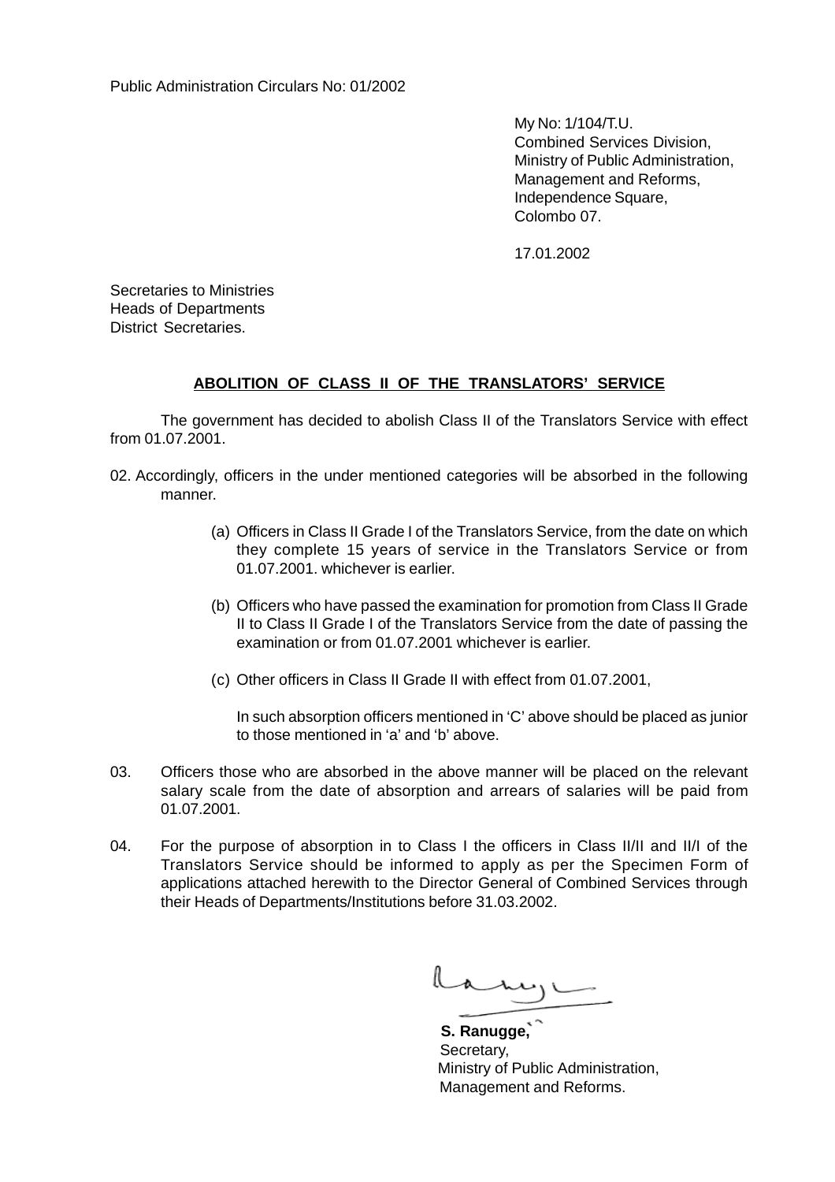Public Administration Circulars No: 01/2002

My No: 1/104/T.U.
Combined Services Division,
Ministry of Public Administration,
Management and Reforms,
Independence Square,
Colombo 07.

17.01.2002

Secretaries to Ministries
Heads of Departments
District Secretaries.

**ABOLITION OF CLASS II OF THE TRANSLATORS' SERVICE**

The government has decided to abolish Class II of the Translators Service with effect from 01.07.2001.

02. Accordingly, officers in the under mentioned categories will be absorbed in the following manner.

(a) Officers in Class II Grade I of the Translators Service, from the date on which they complete 15 years of service in the Translators Service or from 01.07.2001. whichever is earlier.

(b) Officers who have passed the examination for promotion from Class II Grade II to Class II Grade I of the Translators Service from the date of passing the examination or from 01.07.2001 whichever is earlier.

(c) Other officers in Class II Grade II with effect from 01.07.2001,

In such absorption officers mentioned in 'C' above should be placed as junior to those mentioned in 'a' and 'b' above.

03. Officers those who are absorbed in the above manner will be placed on the relevant salary scale from the date of absorption and arrears of salaries will be paid from 01.07.2001.

04. For the purpose of absorption in to Class I the officers in Class II/II and II/I of the Translators Service should be informed to apply as per the Specimen Form of applications attached herewith to the Director General of Combined Services through their Heads of Departments/Institutions before 31.03.2002.

**S. Ranugge,**
Secretary,
Ministry of Public Administration,
Management and Reforms.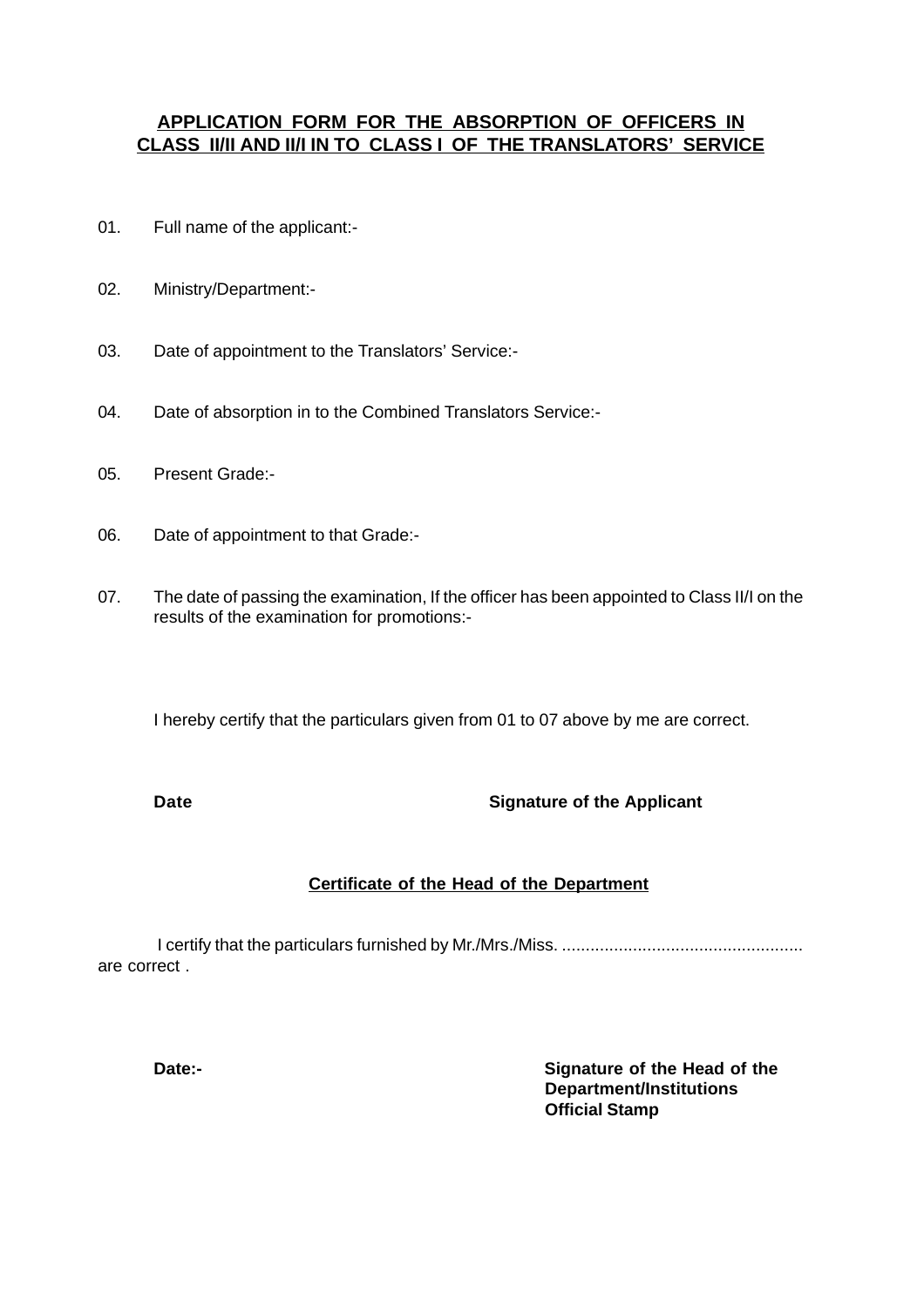## APPLICATION FORM FOR THE ABSORPTION OF OFFICERS IN CLASS II/II AND II/I IN TO CLASS I OF THE TRANSLATORS' SERVICE

01. Full name of the applicant:-

02. Ministry/Department:-

03. Date of appointment to the Translators' Service:-

04. Date of absorption in to the Combined Translators Service:-

05. Present Grade:-

06. Date of appointment to that Grade:-

07. The date of passing the examination, If the officer has been appointed to Class II/I on the results of the examination for promotions:-

I hereby certify that the particulars given from 01 to 07 above by me are correct.

**Date** **Signature of the Applicant**

### Certificate of the Head of the Department

I certify that the particulars furnished by Mr./Mrs./Miss. .................................................. are correct .

**Date:-**

**Signature of the Head of the Department/Institutions**
**Official Stamp**